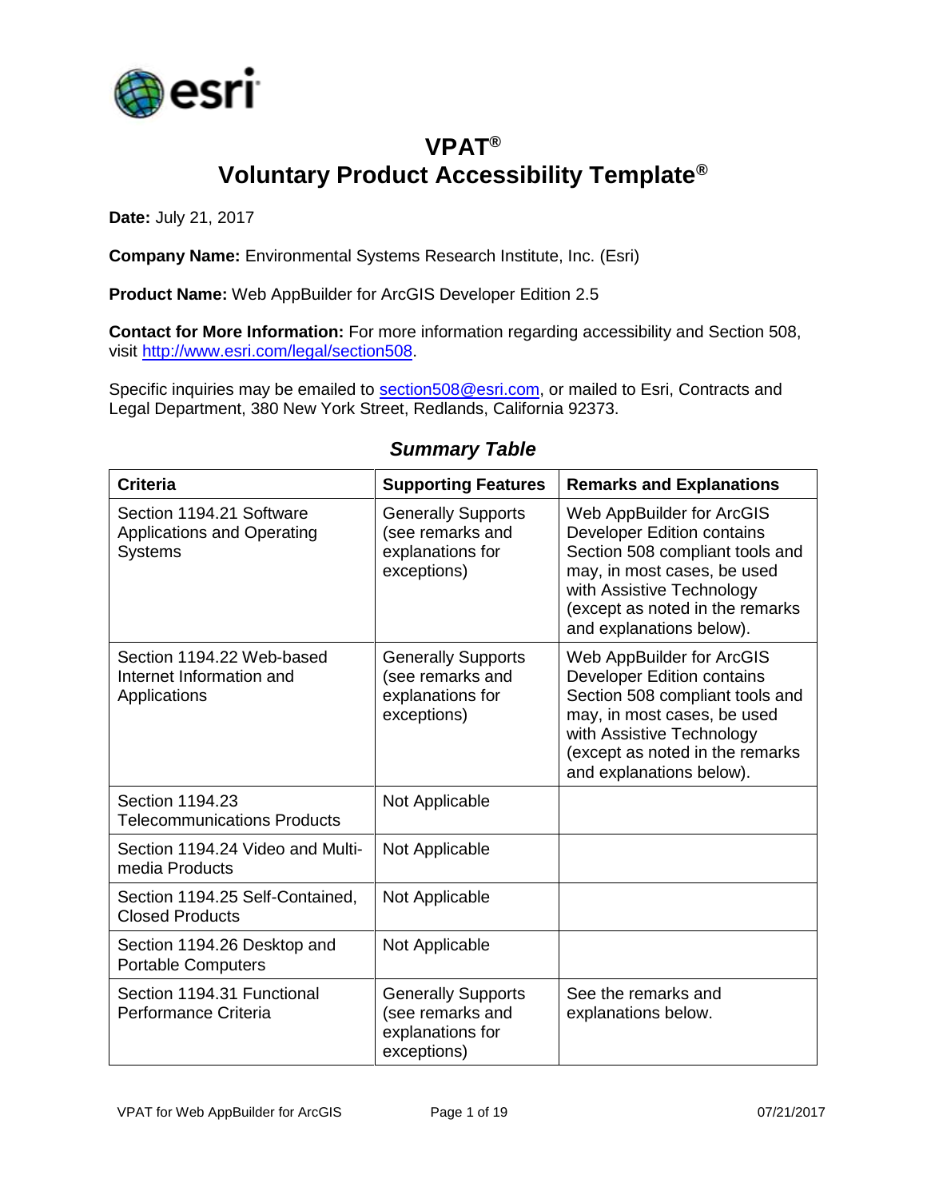# VPAT®

# Voluntary Product Accessibility Template®

**Date:** July 21, 2017

**Company Name:** Environmental Systems Research Institute, Inc. (Esri)

**Product Name:** Web AppBuilder for ArcGIS Developer Edition 2.5

**Contact for More Information:** For more information regarding accessibility and Section 508, visit http://www.esri.com/legal/section508.

Specific inquiries may be emailed to section508@esri.com, or mailed to Esri, Contracts and Legal Department, 380 New York Street, Redlands, California 92373.

## *Summary Table*

| Criteria | Supporting Features | Remarks and Explanations |
|---|---|---|
| Section 1194.21 Software Applications and Operating Systems | Generally Supports (see remarks and explanations for exceptions) | Web AppBuilder for ArcGIS Developer Edition contains Section 508 compliant tools and may, in most cases, be used with Assistive Technology (except as noted in the remarks and explanations below). |
| Section 1194.22 Web-based Internet Information and Applications | Generally Supports (see remarks and explanations for exceptions) | Web AppBuilder for ArcGIS Developer Edition contains Section 508 compliant tools and may, in most cases, be used with Assistive Technology (except as noted in the remarks and explanations below). |
| Section 1194.23 Telecommunications Products | Not Applicable | |
| Section 1194.24 Video and Multi-media Products | Not Applicable | |
| Section 1194.25 Self-Contained, Closed Products | Not Applicable | |
| Section 1194.26 Desktop and Portable Computers | Not Applicable | |
| Section 1194.31 Functional Performance Criteria | Generally Supports (see remarks and explanations for exceptions) | See the remarks and explanations below. |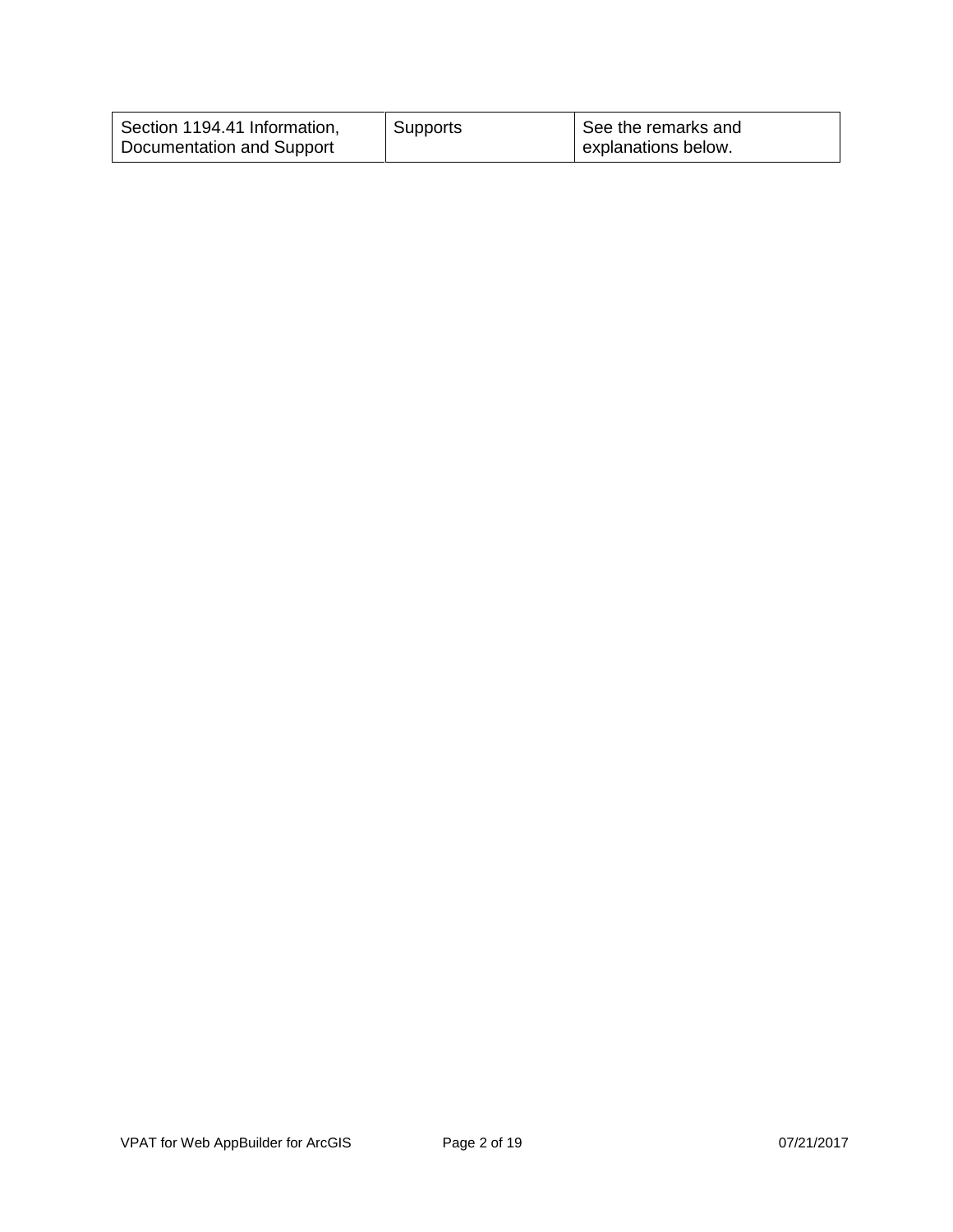| Section 1194.41 Information, Documentation and Support | Supports | See the remarks and explanations below. |
|---|---|---|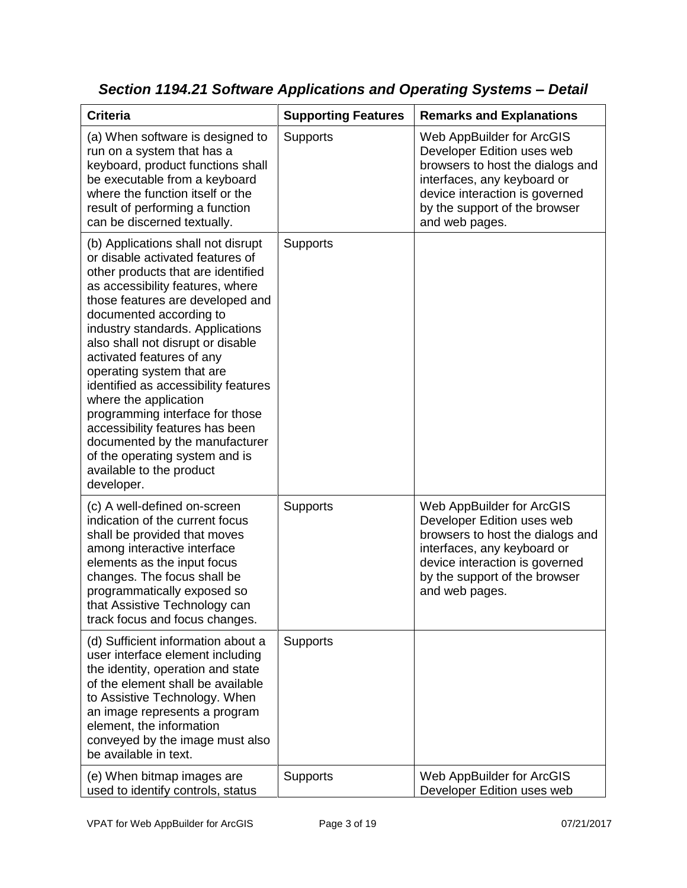## *Section 1194.21 Software Applications and Operating Systems – Detail*

| Criteria | Supporting Features | Remarks and Explanations |
|---|---|---|
| (a) When software is designed to run on a system that has a keyboard, product functions shall be executable from a keyboard where the function itself or the result of performing a function can be discerned textually. | Supports | Web AppBuilder for ArcGIS Developer Edition uses web browsers to host the dialogs and interfaces, any keyboard or device interaction is governed by the support of the browser and web pages. |
| (b) Applications shall not disrupt or disable activated features of other products that are identified as accessibility features, where those features are developed and documented according to industry standards. Applications also shall not disrupt or disable activated features of any operating system that are identified as accessibility features where the application programming interface for those accessibility features has been documented by the manufacturer of the operating system and is available to the product developer. | Supports | |
| (c) A well-defined on-screen indication of the current focus shall be provided that moves among interactive interface elements as the input focus changes. The focus shall be programmatically exposed so that Assistive Technology can track focus and focus changes. | Supports | Web AppBuilder for ArcGIS Developer Edition uses web browsers to host the dialogs and interfaces, any keyboard or device interaction is governed by the support of the browser and web pages. |
| (d) Sufficient information about a user interface element including the identity, operation and state of the element shall be available to Assistive Technology. When an image represents a program element, the information conveyed by the image must also be available in text. | Supports | |
| (e) When bitmap images are used to identify controls, status | Supports | Web AppBuilder for ArcGIS Developer Edition uses web |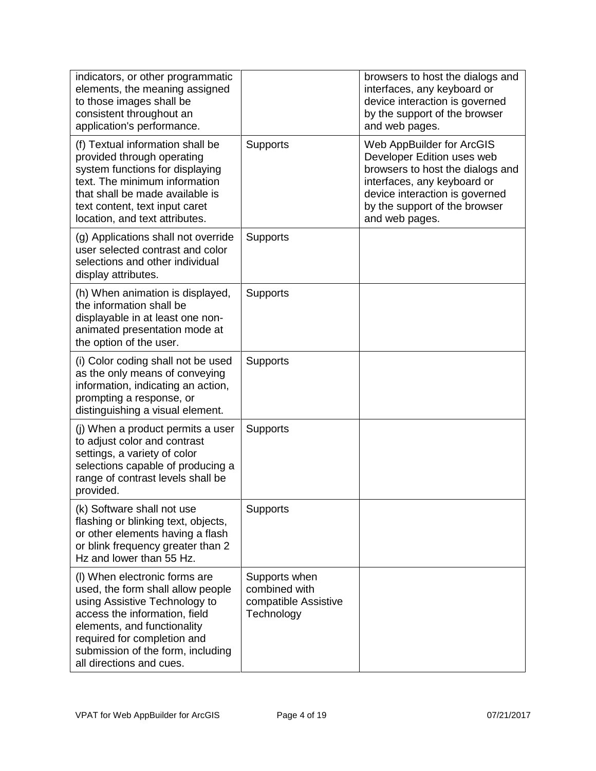| | | |
|---|---|---|
| indicators, or other programmatic elements, the meaning assigned to those images shall be consistent throughout an application's performance. | | browsers to host the dialogs and interfaces, any keyboard or device interaction is governed by the support of the browser and web pages. |
| (f) Textual information shall be provided through operating system functions for displaying text. The minimum information that shall be made available is text content, text input caret location, and text attributes. | Supports | Web AppBuilder for ArcGIS Developer Edition uses web browsers to host the dialogs and interfaces, any keyboard or device interaction is governed by the support of the browser and web pages. |
| (g) Applications shall not override user selected contrast and color selections and other individual display attributes. | Supports | |
| (h) When animation is displayed, the information shall be displayable in at least one non-animated presentation mode at the option of the user. | Supports | |
| (i) Color coding shall not be used as the only means of conveying information, indicating an action, prompting a response, or distinguishing a visual element. | Supports | |
| (j) When a product permits a user to adjust color and contrast settings, a variety of color selections capable of producing a range of contrast levels shall be provided. | Supports | |
| (k) Software shall not use flashing or blinking text, objects, or other elements having a flash or blink frequency greater than 2 Hz and lower than 55 Hz. | Supports | |
| (l) When electronic forms are used, the form shall allow people using Assistive Technology to access the information, field elements, and functionality required for completion and submission of the form, including all directions and cues. | Supports when combined with compatible Assistive Technology | |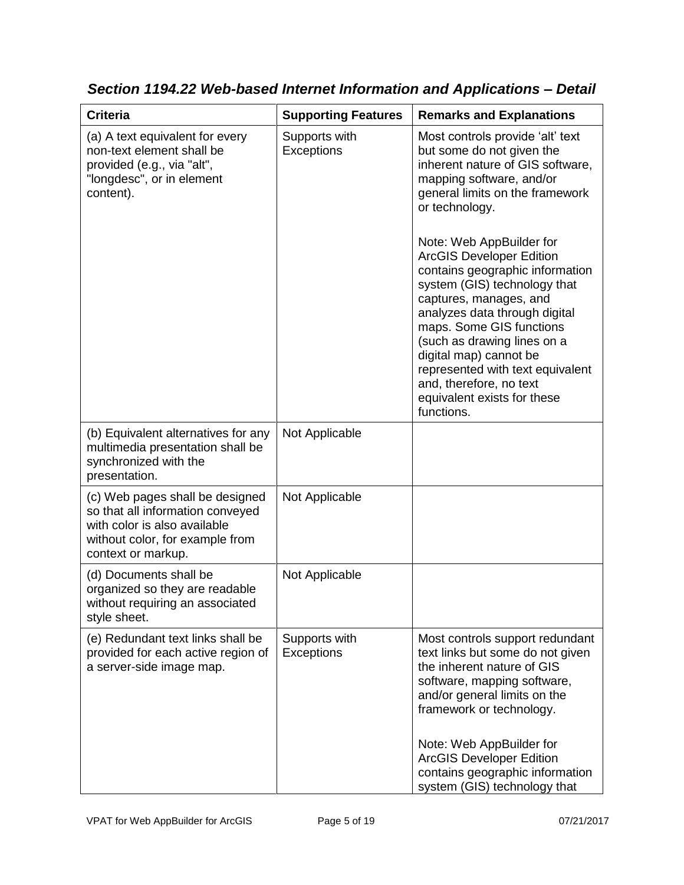### *Section 1194.22 Web-based Internet Information and Applications – Detail*

| Criteria | Supporting Features | Remarks and Explanations |
|---|---|---|
| (a) A text equivalent for every non-text element shall be provided (e.g., via "alt", "longdesc", or in element content). | Supports with Exceptions | Most controls provide 'alt' text but some do not given the inherent nature of GIS software, mapping software, and/or general limits on the framework or technology.<br><br>Note: Web AppBuilder for ArcGIS Developer Edition contains geographic information system (GIS) technology that captures, manages, and analyzes data through digital maps. Some GIS functions (such as drawing lines on a digital map) cannot be represented with text equivalent and, therefore, no text equivalent exists for these functions. |
| (b) Equivalent alternatives for any multimedia presentation shall be synchronized with the presentation. | Not Applicable | |
| (c) Web pages shall be designed so that all information conveyed with color is also available without color, for example from context or markup. | Not Applicable | |
| (d) Documents shall be organized so they are readable without requiring an associated style sheet. | Not Applicable | |
| (e) Redundant text links shall be provided for each active region of a server-side image map. | Supports with Exceptions | Most controls support redundant text links but some do not given the inherent nature of GIS software, mapping software, and/or general limits on the framework or technology.<br><br>Note: Web AppBuilder for ArcGIS Developer Edition contains geographic information system (GIS) technology that |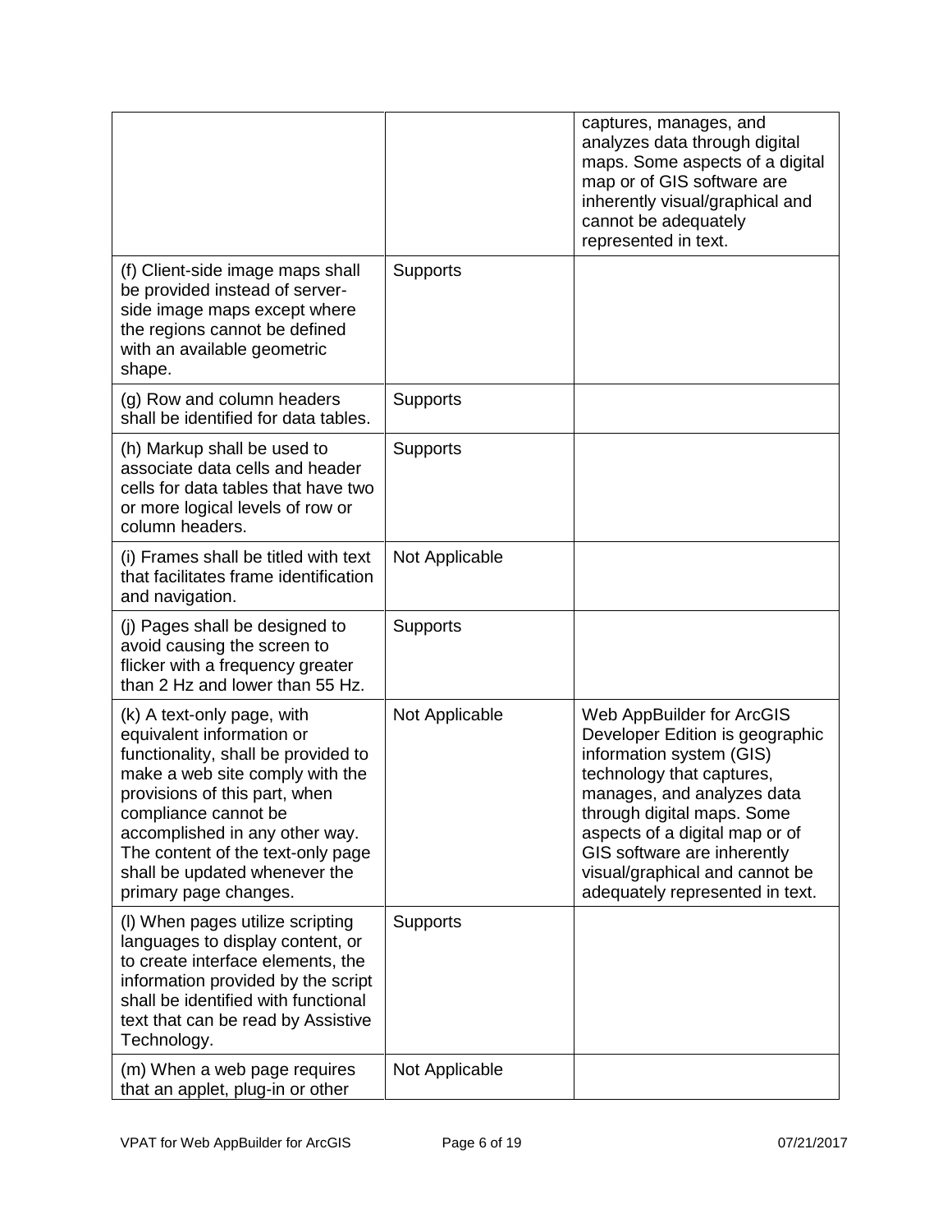| | | |
|---|---|---|
| | | captures, manages, and analyzes data through digital maps. Some aspects of a digital map or of GIS software are inherently visual/graphical and cannot be adequately represented in text. |
| (f) Client-side image maps shall be provided instead of server-side image maps except where the regions cannot be defined with an available geometric shape. | Supports | |
| (g) Row and column headers shall be identified for data tables. | Supports | |
| (h) Markup shall be used to associate data cells and header cells for data tables that have two or more logical levels of row or column headers. | Supports | |
| (i) Frames shall be titled with text that facilitates frame identification and navigation. | Not Applicable | |
| (j) Pages shall be designed to avoid causing the screen to flicker with a frequency greater than 2 Hz and lower than 55 Hz. | Supports | |
| (k) A text-only page, with equivalent information or functionality, shall be provided to make a web site comply with the provisions of this part, when compliance cannot be accomplished in any other way. The content of the text-only page shall be updated whenever the primary page changes. | Not Applicable | Web AppBuilder for ArcGIS Developer Edition is geographic information system (GIS) technology that captures, manages, and analyzes data through digital maps. Some aspects of a digital map or of GIS software are inherently visual/graphical and cannot be adequately represented in text. |
| (l) When pages utilize scripting languages to display content, or to create interface elements, the information provided by the script shall be identified with functional text that can be read by Assistive Technology. | Supports | |
| (m) When a web page requires that an applet, plug-in or other | Not Applicable | |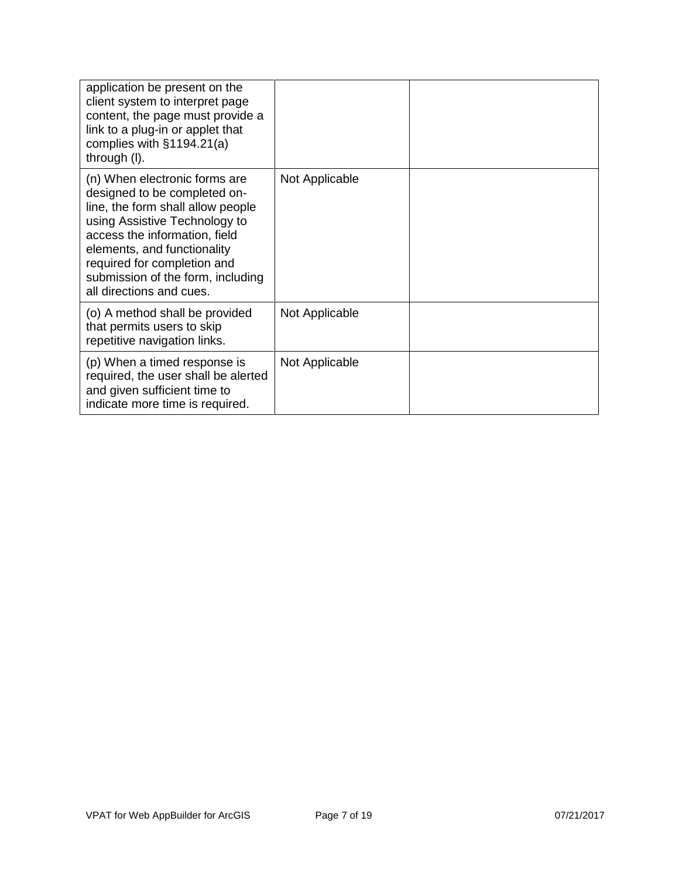| | | |
|---|---|---|
| application be present on the client system to interpret page content, the page must provide a link to a plug-in or applet that complies with §1194.21(a) through (l). | | |
| (n) When electronic forms are designed to be completed on-line, the form shall allow people using Assistive Technology to access the information, field elements, and functionality required for completion and submission of the form, including all directions and cues. | Not Applicable | |
| (o) A method shall be provided that permits users to skip repetitive navigation links. | Not Applicable | |
| (p) When a timed response is required, the user shall be alerted and given sufficient time to indicate more time is required. | Not Applicable | |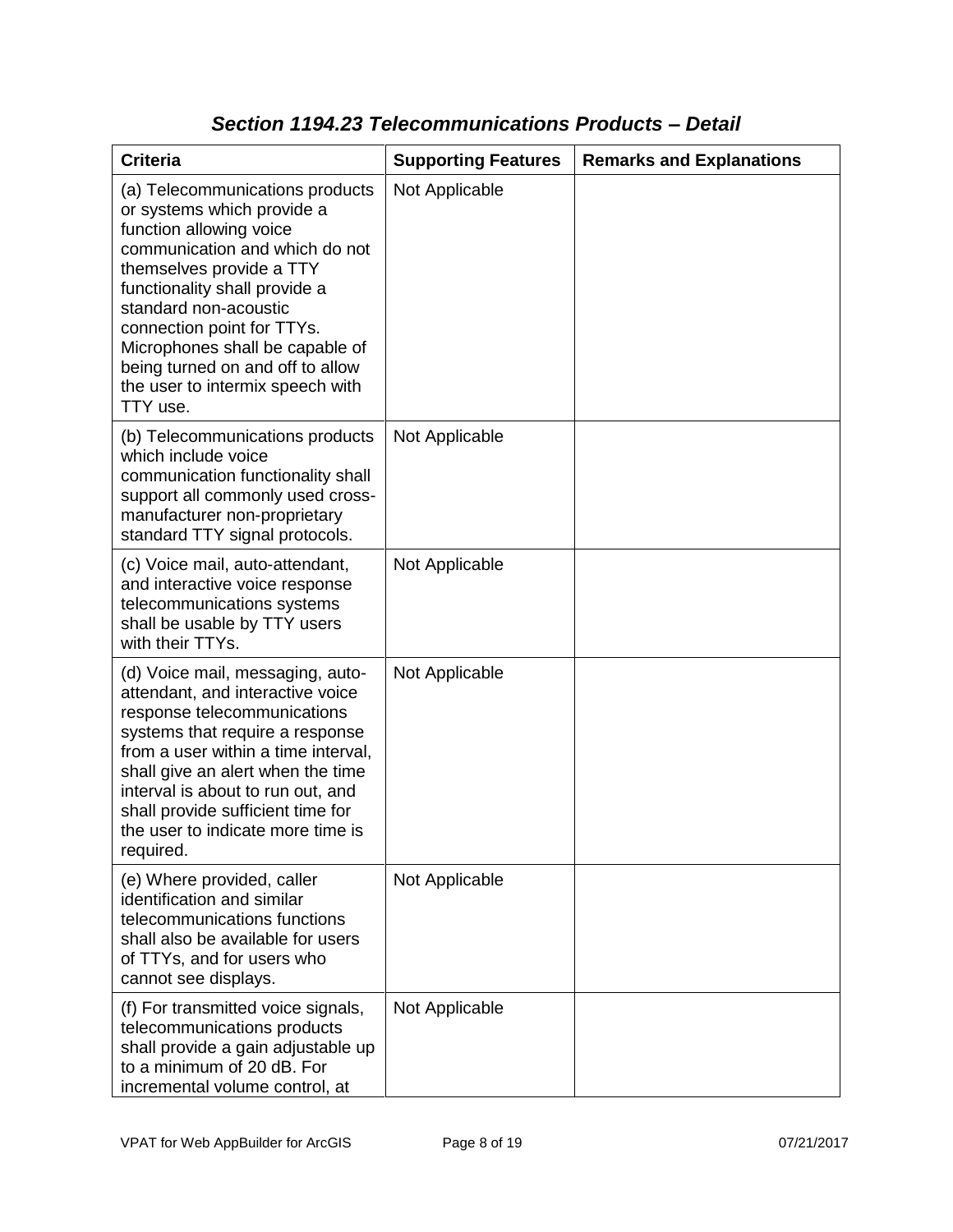## *Section 1194.23 Telecommunications Products – Detail*

| Criteria | Supporting Features | Remarks and Explanations |
|---|---|---|
| (a) Telecommunications products or systems which provide a function allowing voice communication and which do not themselves provide a TTY functionality shall provide a standard non-acoustic connection point for TTYs. Microphones shall be capable of being turned on and off to allow the user to intermix speech with TTY use. | Not Applicable | |
| (b) Telecommunications products which include voice communication functionality shall support all commonly used cross-manufacturer non-proprietary standard TTY signal protocols. | Not Applicable | |
| (c) Voice mail, auto-attendant, and interactive voice response telecommunications systems shall be usable by TTY users with their TTYs. | Not Applicable | |
| (d) Voice mail, messaging, auto-attendant, and interactive voice response telecommunications systems that require a response from a user within a time interval, shall give an alert when the time interval is about to run out, and shall provide sufficient time for the user to indicate more time is required. | Not Applicable | |
| (e) Where provided, caller identification and similar telecommunications functions shall also be available for users of TTYs, and for users who cannot see displays. | Not Applicable | |
| (f) For transmitted voice signals, telecommunications products shall provide a gain adjustable up to a minimum of 20 dB. For incremental volume control, at | Not Applicable | |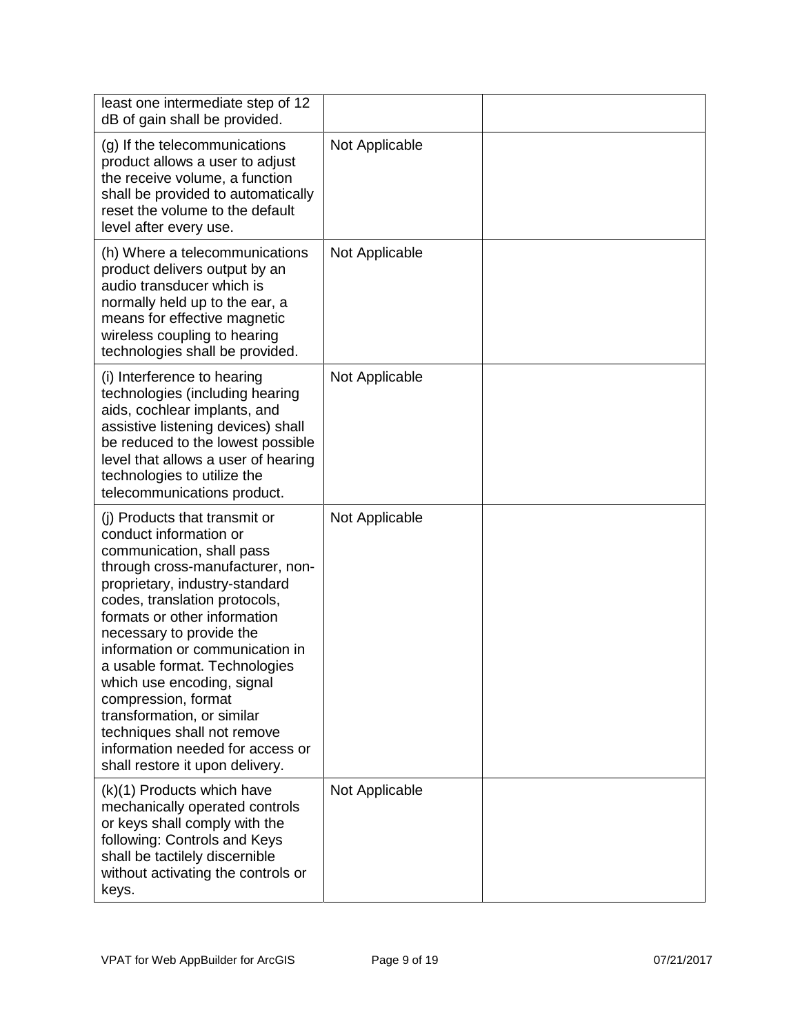| | | |
|---|---|---|
| least one intermediate step of 12 dB of gain shall be provided. | | |
| (g) If the telecommunications product allows a user to adjust the receive volume, a function shall be provided to automatically reset the volume to the default level after every use. | Not Applicable | |
| (h) Where a telecommunications product delivers output by an audio transducer which is normally held up to the ear, a means for effective magnetic wireless coupling to hearing technologies shall be provided. | Not Applicable | |
| (i) Interference to hearing technologies (including hearing aids, cochlear implants, and assistive listening devices) shall be reduced to the lowest possible level that allows a user of hearing technologies to utilize the telecommunications product. | Not Applicable | |
| (j) Products that transmit or conduct information or communication, shall pass through cross-manufacturer, non-proprietary, industry-standard codes, translation protocols, formats or other information necessary to provide the information or communication in a usable format. Technologies which use encoding, signal compression, format transformation, or similar techniques shall not remove information needed for access or shall restore it upon delivery. | Not Applicable | |
| (k)(1) Products which have mechanically operated controls or keys shall comply with the following: Controls and Keys shall be tactilely discernible without activating the controls or keys. | Not Applicable | |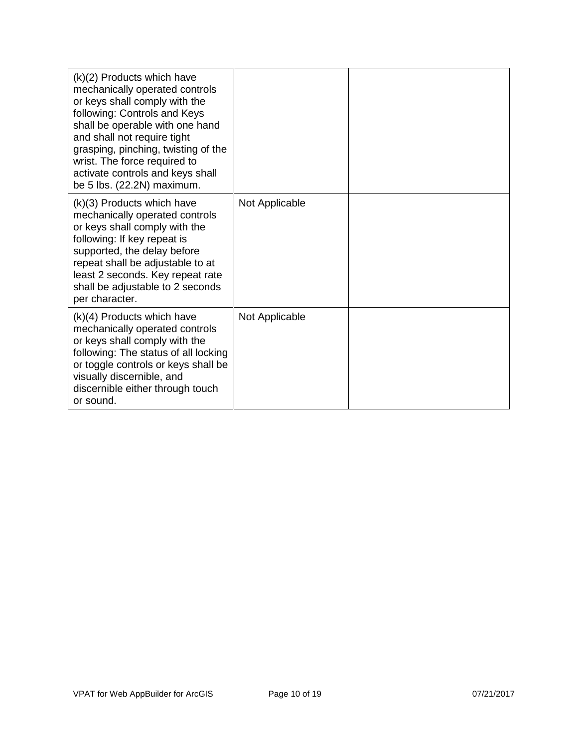| | | |
|---|---|---|
| (k)(2) Products which have mechanically operated controls or keys shall comply with the following: Controls and Keys shall be operable with one hand and shall not require tight grasping, pinching, twisting of the wrist. The force required to activate controls and keys shall be 5 lbs. (22.2N) maximum. | | |
| (k)(3) Products which have mechanically operated controls or keys shall comply with the following: If key repeat is supported, the delay before repeat shall be adjustable to at least 2 seconds. Key repeat rate shall be adjustable to 2 seconds per character. | Not Applicable | |
| (k)(4) Products which have mechanically operated controls or keys shall comply with the following: The status of all locking or toggle controls or keys shall be visually discernible, and discernible either through touch or sound. | Not Applicable | |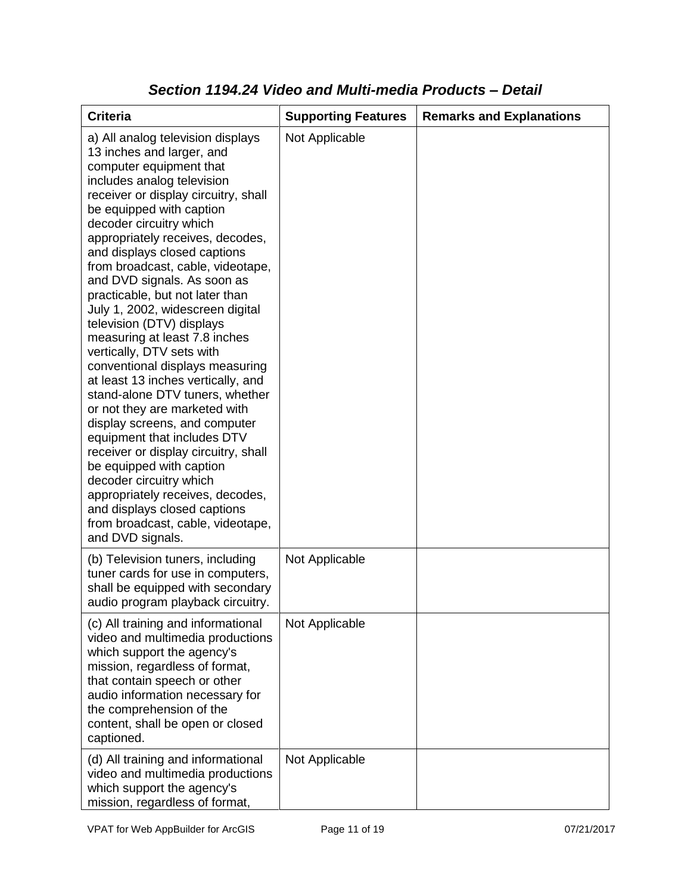## *Section 1194.24 Video and Multi-media Products – Detail*

| Criteria | Supporting Features | Remarks and Explanations |
| --- | --- | --- |
| a) All analog television displays 13 inches and larger, and computer equipment that includes analog television receiver or display circuitry, shall be equipped with caption decoder circuitry which appropriately receives, decodes, and displays closed captions from broadcast, cable, videotape, and DVD signals. As soon as practicable, but not later than July 1, 2002, widescreen digital television (DTV) displays measuring at least 7.8 inches vertically, DTV sets with conventional displays measuring at least 13 inches vertically, and stand-alone DTV tuners, whether or not they are marketed with display screens, and computer equipment that includes DTV receiver or display circuitry, shall be equipped with caption decoder circuitry which appropriately receives, decodes, and displays closed captions from broadcast, cable, videotape, and DVD signals. | Not Applicable | |
| (b) Television tuners, including tuner cards for use in computers, shall be equipped with secondary audio program playback circuitry. | Not Applicable | |
| (c) All training and informational video and multimedia productions which support the agency's mission, regardless of format, that contain speech or other audio information necessary for the comprehension of the content, shall be open or closed captioned. | Not Applicable | |
| (d) All training and informational video and multimedia productions which support the agency's mission, regardless of format, | Not Applicable | |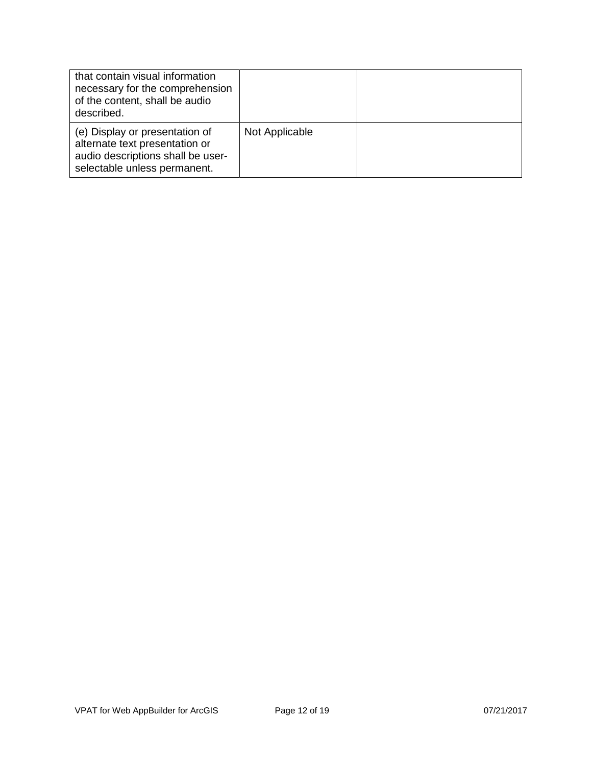| | | |
|---|---|---|
| that contain visual information necessary for the comprehension of the content, shall be audio described. | | |
| (e) Display or presentation of alternate text presentation or audio descriptions shall be user-selectable unless permanent. | Not Applicable | |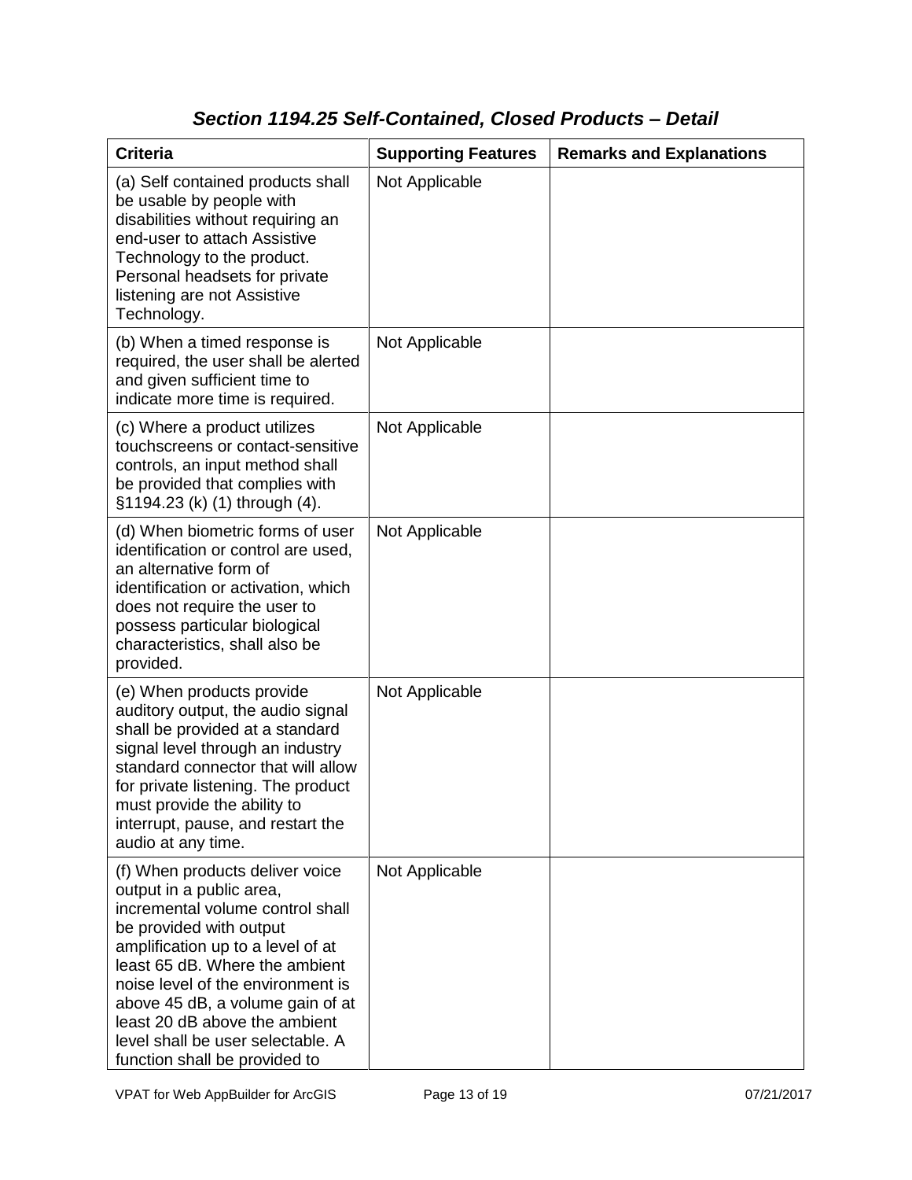## *Section 1194.25 Self-Contained, Closed Products – Detail*

| Criteria | Supporting Features | Remarks and Explanations |
| --- | --- | --- |
| (a) Self contained products shall be usable by people with disabilities without requiring an end-user to attach Assistive Technology to the product. Personal headsets for private listening are not Assistive Technology. | Not Applicable | |
| (b) When a timed response is required, the user shall be alerted and given sufficient time to indicate more time is required. | Not Applicable | |
| (c) Where a product utilizes touchscreens or contact-sensitive controls, an input method shall be provided that complies with §1194.23 (k) (1) through (4). | Not Applicable | |
| (d) When biometric forms of user identification or control are used, an alternative form of identification or activation, which does not require the user to possess particular biological characteristics, shall also be provided. | Not Applicable | |
| (e) When products provide auditory output, the audio signal shall be provided at a standard signal level through an industry standard connector that will allow for private listening. The product must provide the ability to interrupt, pause, and restart the audio at any time. | Not Applicable | |
| (f) When products deliver voice output in a public area, incremental volume control shall be provided with output amplification up to a level of at least 65 dB. Where the ambient noise level of the environment is above 45 dB, a volume gain of at least 20 dB above the ambient level shall be user selectable. A function shall be provided to | Not Applicable | |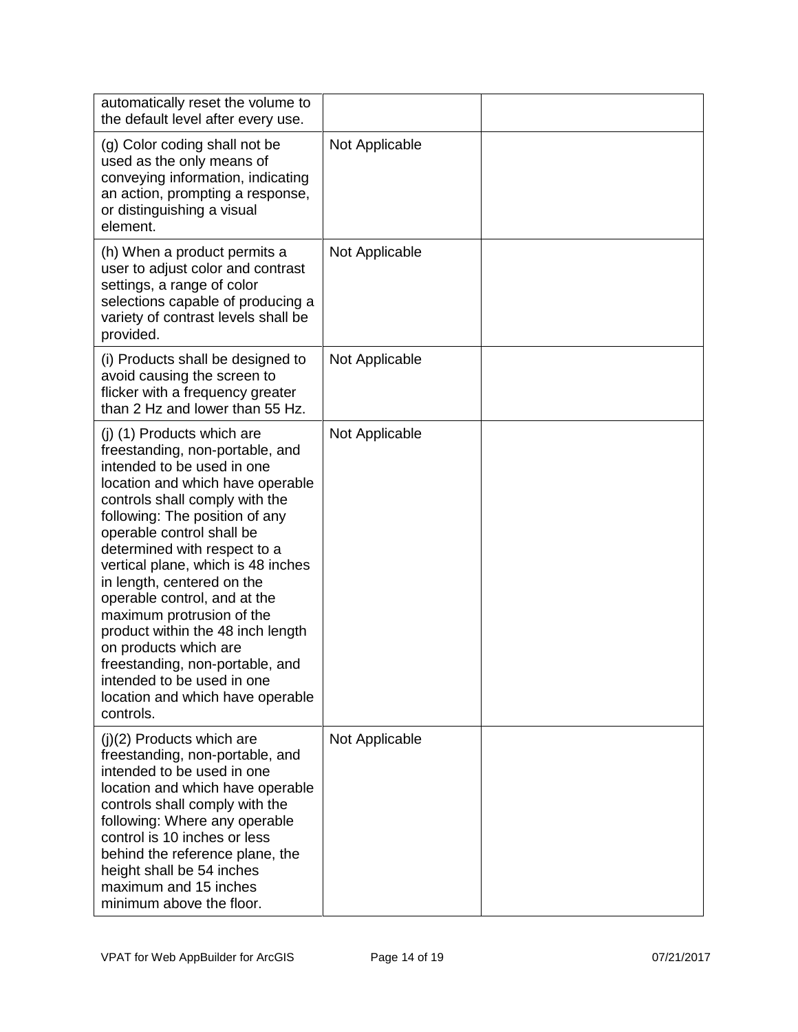| | | |
|---|---|---|
| automatically reset the volume to the default level after every use. | | |
| (g) Color coding shall not be used as the only means of conveying information, indicating an action, prompting a response, or distinguishing a visual element. | Not Applicable | |
| (h) When a product permits a user to adjust color and contrast settings, a range of color selections capable of producing a variety of contrast levels shall be provided. | Not Applicable | |
| (i) Products shall be designed to avoid causing the screen to flicker with a frequency greater than 2 Hz and lower than 55 Hz. | Not Applicable | |
| (j) (1) Products which are freestanding, non-portable, and intended to be used in one location and which have operable controls shall comply with the following: The position of any operable control shall be determined with respect to a vertical plane, which is 48 inches in length, centered on the operable control, and at the maximum protrusion of the product within the 48 inch length on products which are freestanding, non-portable, and intended to be used in one location and which have operable controls. | Not Applicable | |
| (j)(2) Products which are freestanding, non-portable, and intended to be used in one location and which have operable controls shall comply with the following: Where any operable control is 10 inches or less behind the reference plane, the height shall be 54 inches maximum and 15 inches minimum above the floor. | Not Applicable | |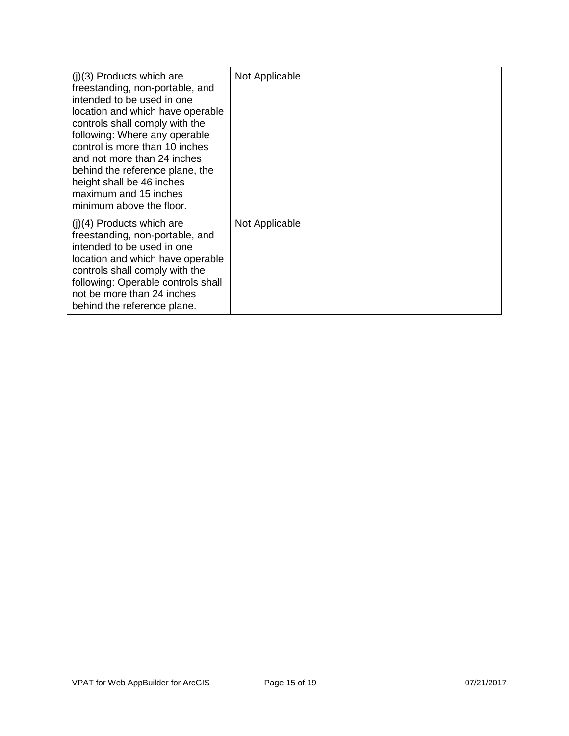| | | |
|---|---|---|
| (j)(3) Products which are freestanding, non-portable, and intended to be used in one location and which have operable controls shall comply with the following: Where any operable control is more than 10 inches and not more than 24 inches behind the reference plane, the height shall be 46 inches maximum and 15 inches minimum above the floor. | Not Applicable | |
| (j)(4) Products which are freestanding, non-portable, and intended to be used in one location and which have operable controls shall comply with the following: Operable controls shall not be more than 24 inches behind the reference plane. | Not Applicable | |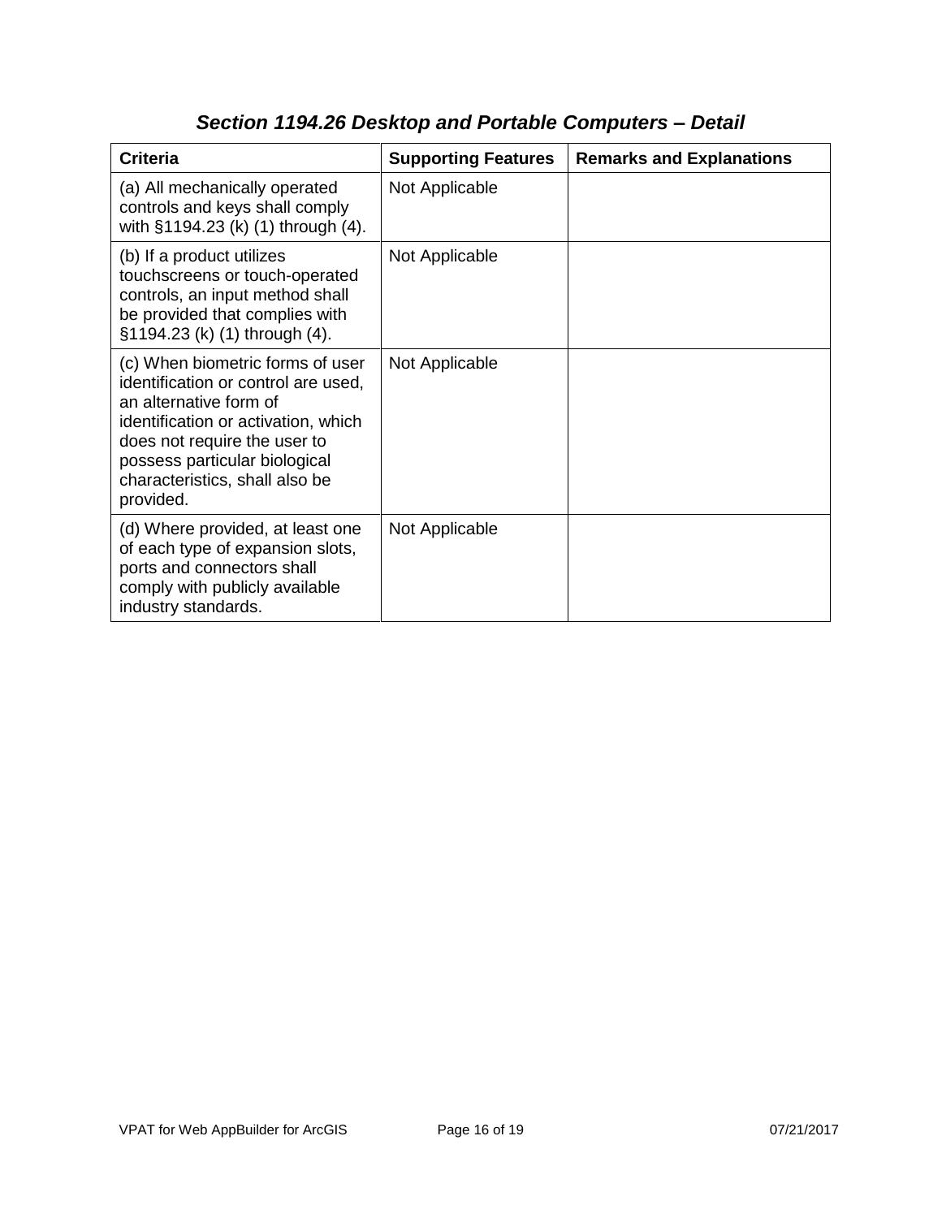## *Section 1194.26 Desktop and Portable Computers – Detail*

| Criteria | Supporting Features | Remarks and Explanations |
|---|---|---|
| (a) All mechanically operated controls and keys shall comply with §1194.23 (k) (1) through (4). | Not Applicable | |
| (b) If a product utilizes touchscreens or touch-operated controls, an input method shall be provided that complies with §1194.23 (k) (1) through (4). | Not Applicable | |
| (c) When biometric forms of user identification or control are used, an alternative form of identification or activation, which does not require the user to possess particular biological characteristics, shall also be provided. | Not Applicable | |
| (d) Where provided, at least one of each type of expansion slots, ports and connectors shall comply with publicly available industry standards. | Not Applicable | |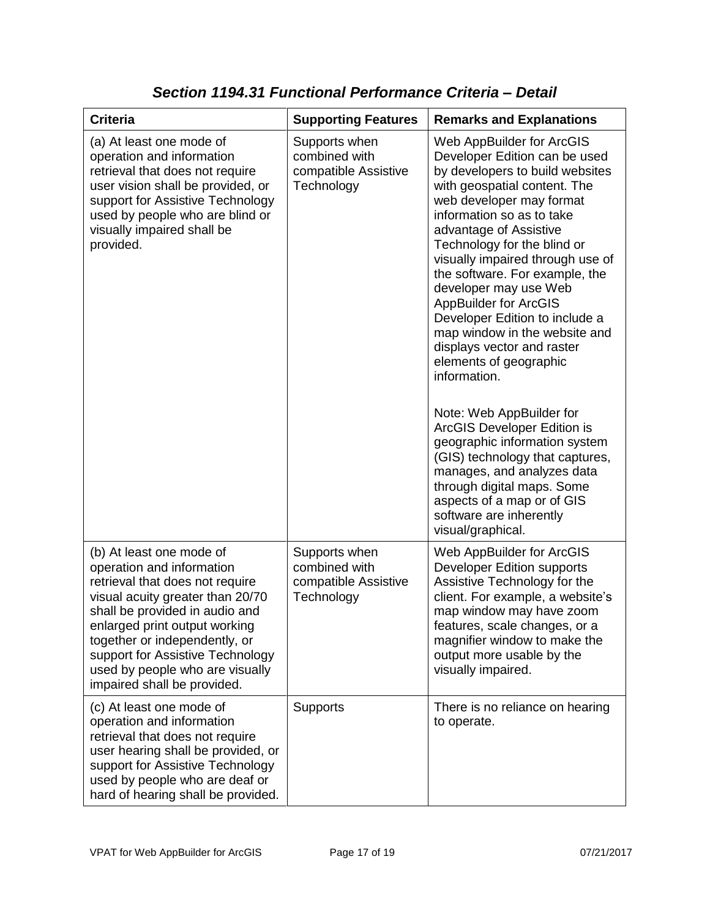## *Section 1194.31 Functional Performance Criteria – Detail*

| Criteria | Supporting Features | Remarks and Explanations |
| --- | --- | --- |
| (a) At least one mode of operation and information retrieval that does not require user vision shall be provided, or support for Assistive Technology used by people who are blind or visually impaired shall be provided. | Supports when combined with compatible Assistive Technology | Web AppBuilder for ArcGIS Developer Edition can be used by developers to build websites with geospatial content. The web developer may format information so as to take advantage of Assistive Technology for the blind or visually impaired through use of the software. For example, the developer may use Web AppBuilder for ArcGIS Developer Edition to include a map window in the website and displays vector and raster elements of geographic information.<br><br>Note: Web AppBuilder for ArcGIS Developer Edition is geographic information system (GIS) technology that captures, manages, and analyzes data through digital maps. Some aspects of a map or of GIS software are inherently visual/graphical. |
| (b) At least one mode of operation and information retrieval that does not require visual acuity greater than 20/70 shall be provided in audio and enlarged print output working together or independently, or support for Assistive Technology used by people who are visually impaired shall be provided. | Supports when combined with compatible Assistive Technology | Web AppBuilder for ArcGIS Developer Edition supports Assistive Technology for the client. For example, a website's map window may have zoom features, scale changes, or a magnifier window to make the output more usable by the visually impaired. |
| (c) At least one mode of operation and information retrieval that does not require user hearing shall be provided, or support for Assistive Technology used by people who are deaf or hard of hearing shall be provided. | Supports | There is no reliance on hearing to operate. |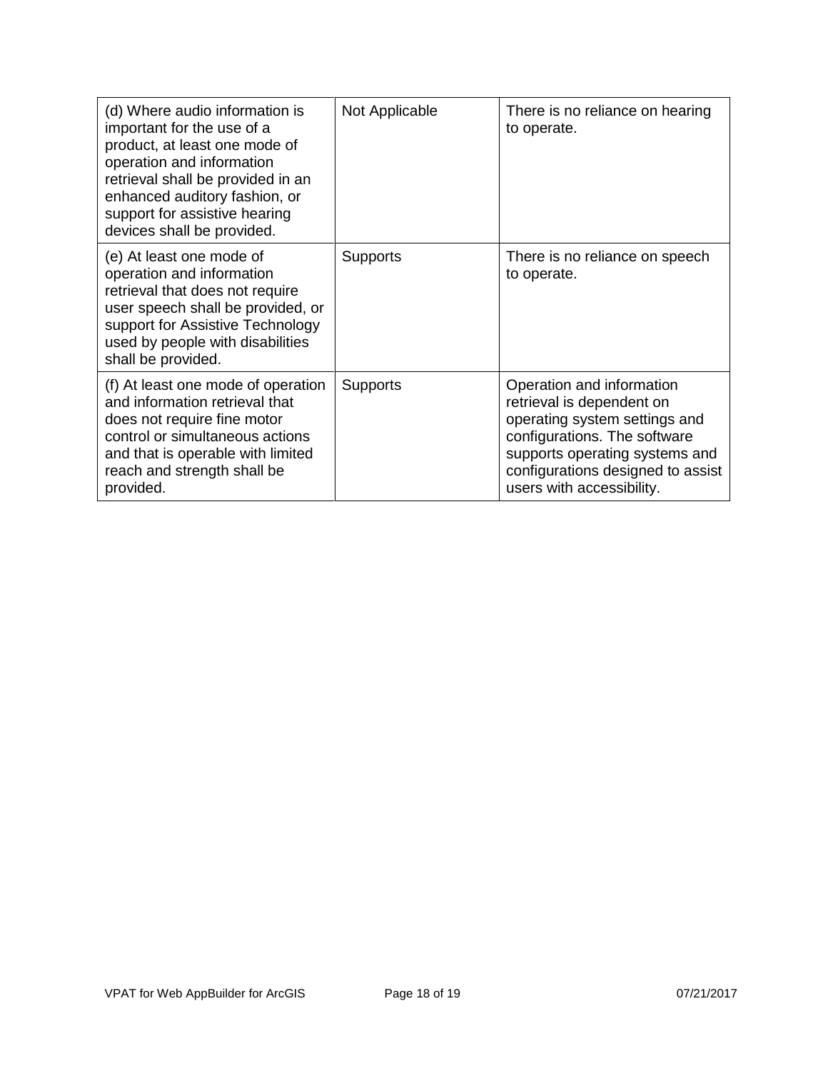| | | |
|---|---|---|
| (d) Where audio information is important for the use of a product, at least one mode of operation and information retrieval shall be provided in an enhanced auditory fashion, or support for assistive hearing devices shall be provided. | Not Applicable | There is no reliance on hearing to operate. |
| (e) At least one mode of operation and information retrieval that does not require user speech shall be provided, or support for Assistive Technology used by people with disabilities shall be provided. | Supports | There is no reliance on speech to operate. |
| (f) At least one mode of operation and information retrieval that does not require fine motor control or simultaneous actions and that is operable with limited reach and strength shall be provided. | Supports | Operation and information retrieval is dependent on operating system settings and configurations. The software supports operating systems and configurations designed to assist users with accessibility. |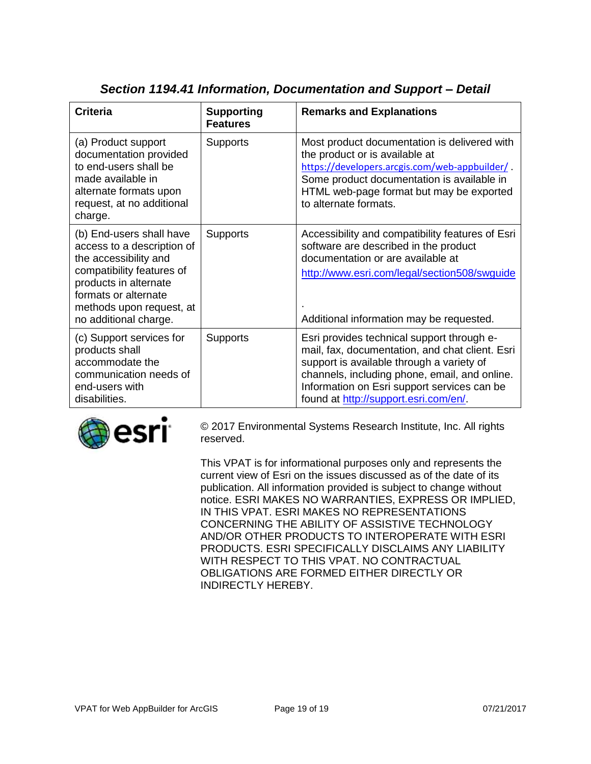### *Section 1194.41 Information, Documentation and Support – Detail*

| Criteria | Supporting Features | Remarks and Explanations |
|---|---|---|
| (a) Product support documentation provided to end-users shall be made available in alternate formats upon request, at no additional charge. | Supports | Most product documentation is delivered with the product or is available at https://developers.arcgis.com/web-appbuilder/ . Some product documentation is available in HTML web-page format but may be exported to alternate formats. |
| (b) End-users shall have access to a description of the accessibility and compatibility features of products in alternate formats or alternate methods upon request, at no additional charge. | Supports | Accessibility and compatibility features of Esri software are described in the product documentation or are available at http://www.esri.com/legal/section508/swguide . Additional information may be requested. |
| (c) Support services for products shall accommodate the communication needs of end-users with disabilities. | Supports | Esri provides technical support through e-mail, fax, documentation, and chat client. Esri support is available through a variety of channels, including phone, email, and online. Information on Esri support services can be found at http://support.esri.com/en/. |

esri

© 2017 Environmental Systems Research Institute, Inc. All rights reserved.

This VPAT is for informational purposes only and represents the current view of Esri on the issues discussed as of the date of its publication. All information provided is subject to change without notice. ESRI MAKES NO WARRANTIES, EXPRESS OR IMPLIED, IN THIS VPAT. ESRI MAKES NO REPRESENTATIONS CONCERNING THE ABILITY OF ASSISTIVE TECHNOLOGY AND/OR OTHER PRODUCTS TO INTEROPERATE WITH ESRI PRODUCTS. ESRI SPECIFICALLY DISCLAIMS ANY LIABILITY WITH RESPECT TO THIS VPAT. NO CONTRACTUAL OBLIGATIONS ARE FORMED EITHER DIRECTLY OR INDIRECTLY HEREBY.